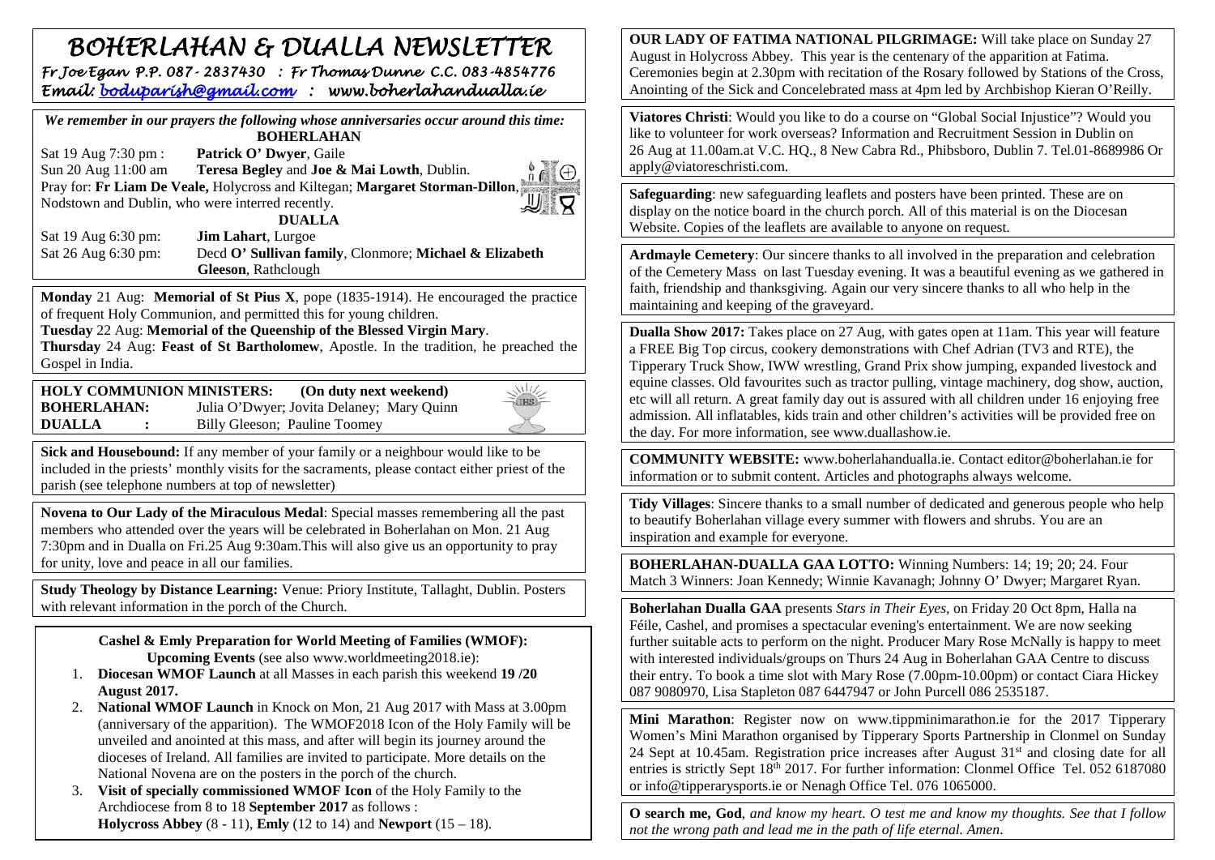# BOHERLAHAN & DUALLA NEWSLETTER

*Fr Joe Egan P.P. 087- 2837430 : Fr Thomas Dunne C.C. 083-4854776*
*Email: boduparish@gmail.com : www.boherlahandualla.ie*

*We remember in our prayers the following whose anniversaries occur around this time:*

**BOHERLAHAN**

Sat 19 Aug 7:30 pm : **Patrick O' Dwyer**, Gaile
Sun 20 Aug 11:00 am **Teresa Begley** and **Joe & Mai Lowth**, Dublin.
Pray for: **Fr Liam De Veale,** Holycross and Kiltegan; **Margaret Storman-Dillon**, Nodstown and Dublin, who were interred recently.

**DUALLA**

Sat 19 Aug 6:30 pm: **Jim Lahart**, Lurgoe
Sat 26 Aug 6:30 pm: Decd **O' Sullivan family**, Clonmore; **Michael & Elizabeth Gleeson**, Rathclough

**Monday** 21 Aug: **Memorial of St Pius X**, pope (1835-1914). He encouraged the practice of frequent Holy Communion, and permitted this for young children.
**Tuesday** 22 Aug: **Memorial of the Queenship of the Blessed Virgin Mary**.
**Thursday** 24 Aug: **Feast of St Bartholomew**, Apostle. In the tradition, he preached the Gospel in India.

**HOLY COMMUNION MINISTERS: (On duty next weekend)**
**BOHERLAHAN:** Julia O'Dwyer; Jovita Delaney; Mary Quinn
**DUALLA :** Billy Gleeson; Pauline Toomey

**Sick and Housebound:** If any member of your family or a neighbour would like to be included in the priests' monthly visits for the sacraments, please contact either priest of the parish (see telephone numbers at top of newsletter)

**Novena to Our Lady of the Miraculous Medal**: Special masses remembering all the past members who attended over the years will be celebrated in Boherlahan on Mon. 21 Aug 7:30pm and in Dualla on Fri.25 Aug 9:30am.This will also give us an opportunity to pray for unity, love and peace in all our families.

**Study Theology by Distance Learning:** Venue: Priory Institute, Tallaght, Dublin. Posters with relevant information in the porch of the Church.

**Cashel & Emly Preparation for World Meeting of Families (WMOF): Upcoming Events** (see also www.worldmeeting2018.ie):

1. **Diocesan WMOF Launch** at all Masses in each parish this weekend **19 /20 August 2017.**
2. **National WMOF Launch** in Knock on Mon, 21 Aug 2017 with Mass at 3.00pm (anniversary of the apparition). The WMOF2018 Icon of the Holy Family will be unveiled and anointed at this mass, and after will begin its journey around the dioceses of Ireland. All families are invited to participate. More details on the National Novena are on the posters in the porch of the church.
3. **Visit of specially commissioned WMOF Icon** of the Holy Family to the Archdiocese from 8 to 18 **September 2017** as follows : **Holycross Abbey** (8 - 11), **Emly** (12 to 14) and **Newport** (15 – 18).

**OUR LADY OF FATIMA NATIONAL PILGRIMAGE:** Will take place on Sunday 27 August in Holycross Abbey. This year is the centenary of the apparition at Fatima. Ceremonies begin at 2.30pm with recitation of the Rosary followed by Stations of the Cross, Anointing of the Sick and Concelebrated mass at 4pm led by Archbishop Kieran O'Reilly.

**Viatores Christi**: Would you like to do a course on "Global Social Injustice"? Would you like to volunteer for work overseas? Information and Recruitment Session in Dublin on 26 Aug at 11.00am.at V.C. HQ., 8 New Cabra Rd., Phibsboro, Dublin 7. Tel.01-8689986 Or apply@viatoreschristi.com.

**Safeguarding**: new safeguarding leaflets and posters have been printed. These are on display on the notice board in the church porch. All of this material is on the Diocesan Website. Copies of the leaflets are available to anyone on request.

**Ardmayle Cemetery**: Our sincere thanks to all involved in the preparation and celebration of the Cemetery Mass on last Tuesday evening. It was a beautiful evening as we gathered in faith, friendship and thanksgiving. Again our very sincere thanks to all who help in the maintaining and keeping of the graveyard.

**Dualla Show 2017:** Takes place on 27 Aug, with gates open at 11am. This year will feature a FREE Big Top circus, cookery demonstrations with Chef Adrian (TV3 and RTE), the Tipperary Truck Show, IWW wrestling, Grand Prix show jumping, expanded livestock and equine classes. Old favourites such as tractor pulling, vintage machinery, dog show, auction, etc will all return. A great family day out is assured with all children under 16 enjoying free admission. All inflatables, kids train and other children's activities will be provided free on the day. For more information, see www.duallashow.ie.

**COMMUNITY WEBSITE:** www.boherlahandualla.ie. Contact editor@boherlahan.ie for information or to submit content. Articles and photographs always welcome.

**Tidy Villages**: Sincere thanks to a small number of dedicated and generous people who help to beautify Boherlahan village every summer with flowers and shrubs. You are an inspiration and example for everyone.

**BOHERLAHAN-DUALLA GAA LOTTO:** Winning Numbers: 14; 19; 20; 24. Four Match 3 Winners: Joan Kennedy; Winnie Kavanagh; Johnny O' Dwyer; Margaret Ryan.

**Boherlahan Dualla GAA** presents *Stars in Their Eyes*, on Friday 20 Oct 8pm, Halla na Féile, Cashel, and promises a spectacular evening's entertainment. We are now seeking further suitable acts to perform on the night. Producer Mary Rose McNally is happy to meet with interested individuals/groups on Thurs 24 Aug in Boherlahan GAA Centre to discuss their entry. To book a time slot with Mary Rose (7.00pm-10.00pm) or contact Ciara Hickey 087 9080970, Lisa Stapleton 087 6447947 or John Purcell 086 2535187.

**Mini Marathon**: Register now on www.tippminimarathon.ie for the 2017 Tipperary Women's Mini Marathon organised by Tipperary Sports Partnership in Clonmel on Sunday 24 Sept at 10.45am. Registration price increases after August 31st and closing date for all entries is strictly Sept 18th 2017. For further information: Clonmel Office Tel. 052 6187080 or info@tipperarysports.ie or Nenagh Office Tel. 076 1065000.

**O search me, God**, *and know my heart. O test me and know my thoughts. See that I follow not the wrong path and lead me in the path of life eternal. Amen*.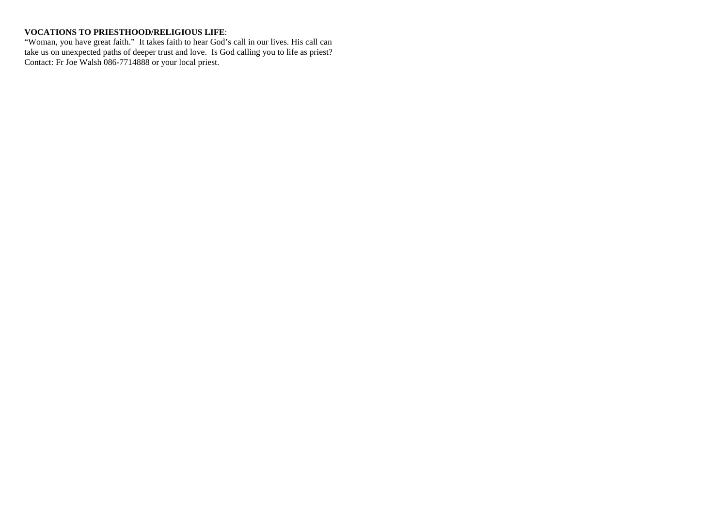**VOCATIONS TO PRIESTHOOD/RELIGIOUS LIFE**:
"Woman, you have great faith." It takes faith to hear God's call in our lives. His call can take us on unexpected paths of deeper trust and love. Is God calling you to life as priest? Contact: Fr Joe Walsh 086-7714888 or your local priest.